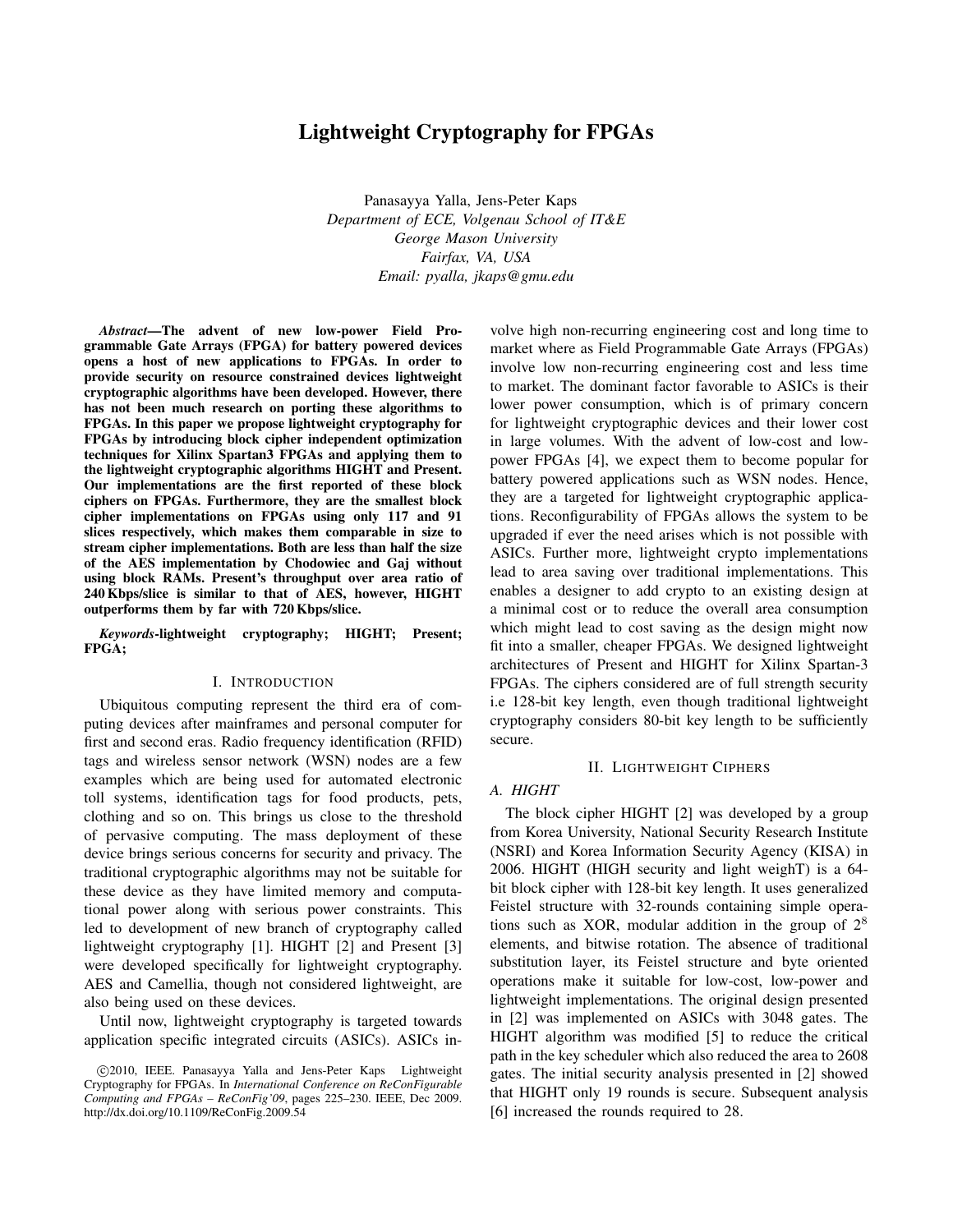# Lightweight Cryptography for FPGAs

Panasayya Yalla, Jens-Peter Kaps
*Department of ECE, Volgenau School of IT&E*
*George Mason University*
*Fairfax, VA, USA*
*Email: pyalla, jkaps@gmu.edu*

***Abstract*—The advent of new low-power Field Programmable Gate Arrays (FPGA) for battery powered devices opens a host of new applications to FPGAs. In order to provide security on resource constrained devices lightweight cryptographic algorithms have been developed. However, there has not been much research on porting these algorithms to FPGAs. In this paper we propose lightweight cryptography for FPGAs by introducing block cipher independent optimization techniques for Xilinx Spartan3 FPGAs and applying them to the lightweight cryptographic algorithms HIGHT and Present. Our implementations are the first reported of these block ciphers on FPGAs. Furthermore, they are the smallest block cipher implementations on FPGAs using only 117 and 91 slices respectively, which makes them comparable in size to stream cipher implementations. Both are less than half the size of the AES implementation by Chodowiec and Gaj without using block RAMs. Present's throughput over area ratio of 240 Kbps/slice is similar to that of AES, however, HIGHT outperforms them by far with 720 Kbps/slice.**

***Keywords*-lightweight cryptography; HIGHT; Present; FPGA;**

## I. Introduction

Ubiquitous computing represent the third era of computing devices after mainframes and personal computer for first and second eras. Radio frequency identification (RFID) tags and wireless sensor network (WSN) nodes are a few examples which are being used for automated electronic toll systems, identification tags for food products, pets, clothing and so on. This brings us close to the threshold of pervasive computing. The mass deployment of these device brings serious concerns for security and privacy. The traditional cryptographic algorithms may not be suitable for these device as they have limited memory and computational power along with serious power constraints. This led to development of new branch of cryptography called lightweight cryptography [1]. HIGHT [2] and Present [3] were developed specifically for lightweight cryptography. AES and Camellia, though not considered lightweight, are also being used on these devices.

Until now, lightweight cryptography is targeted towards application specific integrated circuits (ASICs). ASICs involve high non-recurring engineering cost and long time to market where as Field Programmable Gate Arrays (FPGAs) involve low non-recurring engineering cost and less time to market. The dominant factor favorable to ASICs is their lower power consumption, which is of primary concern for lightweight cryptographic devices and their lower cost in large volumes. With the advent of low-cost and low-power FPGAs [4], we expect them to become popular for battery powered applications such as WSN nodes. Hence, they are a targeted for lightweight cryptographic applications. Reconfigurability of FPGAs allows the system to be upgraded if ever the need arises which is not possible with ASICs. Further more, lightweight crypto implementations lead to area saving over traditional implementations. This enables a designer to add crypto to an existing design at a minimal cost or to reduce the overall area consumption which might lead to cost saving as the design might now fit into a smaller, cheaper FPGAs. We designed lightweight architectures of Present and HIGHT for Xilinx Spartan-3 FPGAs. The ciphers considered are of full strength security i.e 128-bit key length, even though traditional lightweight cryptography considers 80-bit key length to be sufficiently secure.

©2010, IEEE. Panasayya Yalla and Jens-Peter Kaps Lightweight Cryptography for FPGAs. In *International Conference on ReConFigurable Computing and FPGAs – ReConFig'09*, pages 225–230. IEEE, Dec 2009. http://dx.doi.org/10.1109/ReConFig.2009.54

## II. Lightweight Ciphers

### A. HIGHT

The block cipher HIGHT [2] was developed by a group from Korea University, National Security Research Institute (NSRI) and Korea Information Security Agency (KISA) in 2006. HIGHT (HIGH security and light weighT) is a 64-bit block cipher with 128-bit key length. It uses generalized Feistel structure with 32-rounds containing simple operations such as XOR, modular addition in the group of $2^8$ elements, and bitwise rotation. The absence of traditional substitution layer, its Feistel structure and byte oriented operations make it suitable for low-cost, low-power and lightweight implementations. The original design presented in [2] was implemented on ASICs with 3048 gates. The HIGHT algorithm was modified [5] to reduce the critical path in the key scheduler which also reduced the area to 2608 gates. The initial security analysis presented in [2] showed that HIGHT only 19 rounds is secure. Subsequent analysis [6] increased the rounds required to 28.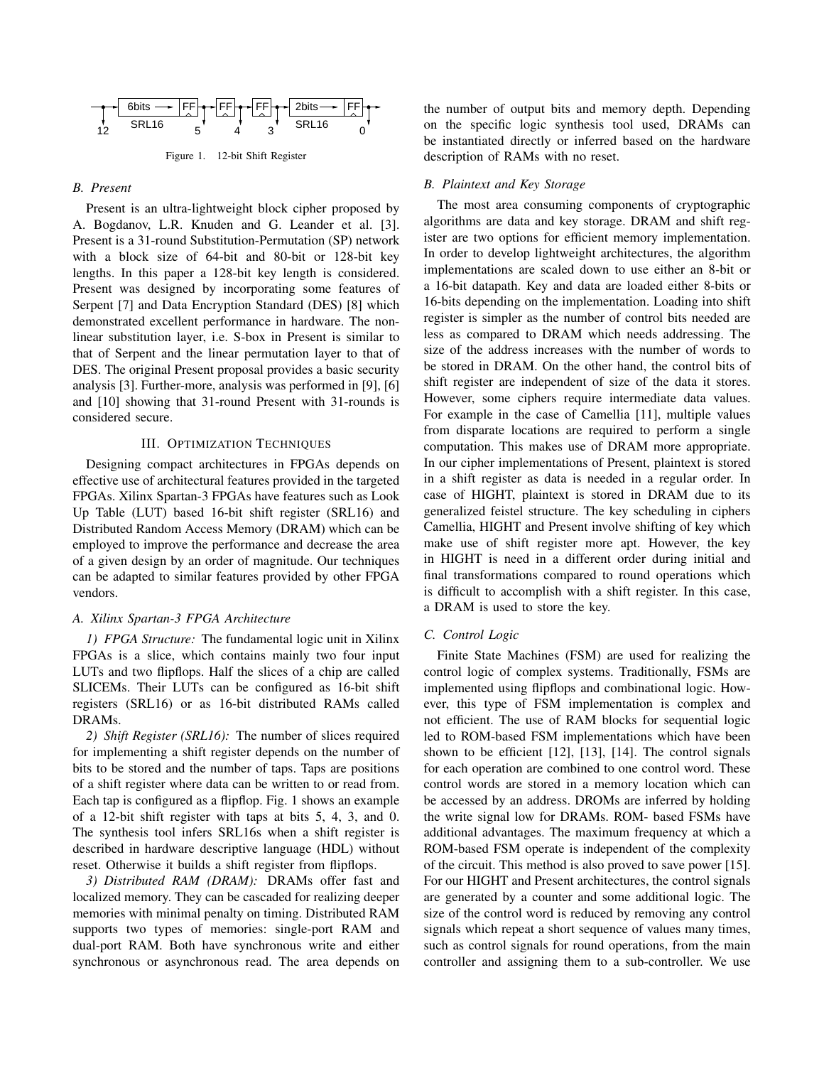Figure 1. 12-bit Shift Register

### B. Present

Present is an ultra-lightweight block cipher proposed by A. Bogdanov, L.R. Knuden and G. Leander et al. [3]. Present is a 31-round Substitution-Permutation (SP) network with a block size of 64-bit and 80-bit or 128-bit key lengths. In this paper a 128-bit key length is considered. Present was designed by incorporating some features of Serpent [7] and Data Encryption Standard (DES) [8] which demonstrated excellent performance in hardware. The non-linear substitution layer, i.e. S-box in Present is similar to that of Serpent and the linear permutation layer to that of DES. The original Present proposal provides a basic security analysis [3]. Further-more, analysis was performed in [9], [6] and [10] showing that 31-round Present with 31-rounds is considered secure.

## III. Optimization Techniques

Designing compact architectures in FPGAs depends on effective use of architectural features provided in the targeted FPGAs. Xilinx Spartan-3 FPGAs have features such as Look Up Table (LUT) based 16-bit shift register (SRL16) and Distributed Random Access Memory (DRAM) which can be employed to improve the performance and decrease the area of a given design by an order of magnitude. Our techniques can be adapted to similar features provided by other FPGA vendors.

### A. Xilinx Spartan-3 FPGA Architecture

*1) FPGA Structure:* The fundamental logic unit in Xilinx FPGAs is a slice, which contains mainly two four input LUTs and two flipflops. Half the slices of a chip are called SLICEMs. Their LUTs can be configured as 16-bit shift registers (SRL16) or as 16-bit distributed RAMs called DRAMs.

*2) Shift Register (SRL16):* The number of slices required for implementing a shift register depends on the number of bits to be stored and the number of taps. Taps are positions of a shift register where data can be written to or read from. Each tap is configured as a flipflop. Fig. 1 shows an example of a 12-bit shift register with taps at bits 5, 4, 3, and 0. The synthesis tool infers SRL16s when a shift register is described in hardware descriptive language (HDL) without reset. Otherwise it builds a shift register from flipflops.

*3) Distributed RAM (DRAM):* DRAMs offer fast and localized memory. They can be cascaded for realizing deeper memories with minimal penalty on timing. Distributed RAM supports two types of memories: single-port RAM and dual-port RAM. Both have synchronous write and either synchronous or asynchronous read. The area depends on the number of output bits and memory depth. Depending on the specific logic synthesis tool used, DRAMs can be instantiated directly or inferred based on the hardware description of RAMs with no reset.

### B. Plaintext and Key Storage

The most area consuming components of cryptographic algorithms are data and key storage. DRAM and shift register are two options for efficient memory implementation. In order to develop lightweight architectures, the algorithm implementations are scaled down to use either an 8-bit or a 16-bit datapath. Key and data are loaded either 8-bits or 16-bits depending on the implementation. Loading into shift register is simpler as the number of control bits needed are less as compared to DRAM which needs addressing. The size of the address increases with the number of words to be stored in DRAM. On the other hand, the control bits of shift register are independent of size of the data it stores. However, some ciphers require intermediate data values. For example in the case of Camellia [11], multiple values from disparate locations are required to perform a single computation. This makes use of DRAM more appropriate. In our cipher implementations of Present, plaintext is stored in a shift register as data is needed in a regular order. In case of HIGHT, plaintext is stored in DRAM due to its generalized feistel structure. The key scheduling in ciphers Camellia, HIGHT and Present involve shifting of key which make use of shift register more apt. However, the key in HIGHT is need in a different order during initial and final transformations compared to round operations which is difficult to accomplish with a shift register. In this case, a DRAM is used to store the key.

### C. Control Logic

Finite State Machines (FSM) are used for realizing the control logic of complex systems. Traditionally, FSMs are implemented using flipflops and combinational logic. However, this type of FSM implementation is complex and not efficient. The use of RAM blocks for sequential logic led to ROM-based FSM implementations which have been shown to be efficient [12], [13], [14]. The control signals for each operation are combined to one control word. These control words are stored in a memory location which can be accessed by an address. DROMs are inferred by holding the write signal low for DRAMs. ROM- based FSMs have additional advantages. The maximum frequency at which a ROM-based FSM operate is independent of the complexity of the circuit. This method is also proved to save power [15]. For our HIGHT and Present architectures, the control signals are generated by a counter and some additional logic. The size of the control word is reduced by removing any control signals which repeat a short sequence of values many times, such as control signals for round operations, from the main controller and assigning them to a sub-controller. We use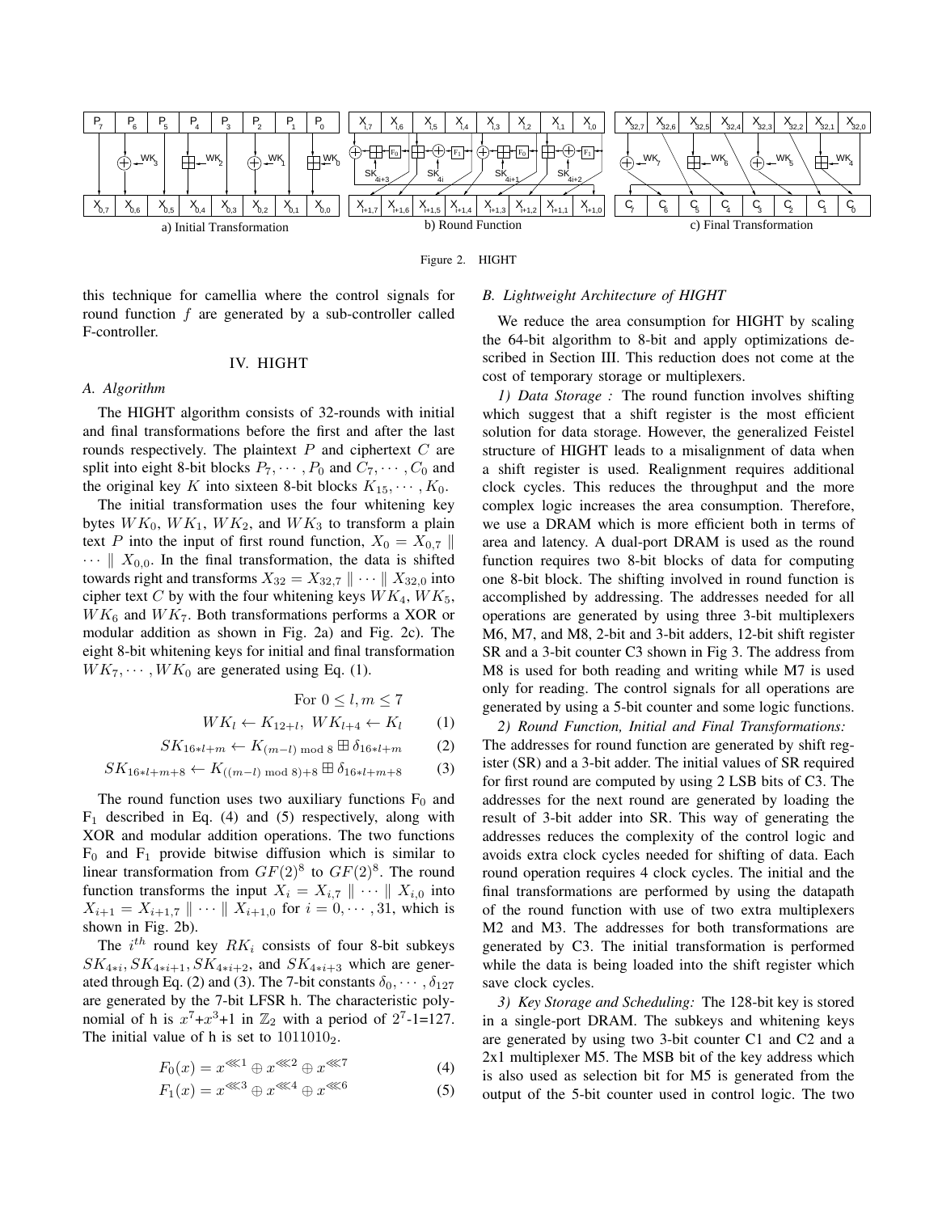a) Initial Transformation

b) Round Function

c) Final Transformation

Figure 2. HIGHT

this technique for camellia where the control signals for round function $f$ are generated by a sub-controller called F-controller.

## IV. HIGHT

### A. Algorithm

The HIGHT algorithm consists of 32-rounds with initial and final transformations before the first and after the last rounds respectively. The plaintext $P$ and ciphertext $C$ are split into eight 8-bit blocks $P_7, \cdots, P_0$ and $C_7, \cdots, C_0$ and the original key $K$ into sixteen 8-bit blocks $K_{15}, \cdots, K_0$.

The initial transformation uses the four whitening key bytes $WK_0$, $WK_1$, $WK_2$, and $WK_3$ to transform a plain text $P$ into the input of first round function, $X_0 = X_{0,7} \parallel \cdots \parallel X_{0,0}$. In the final transformation, the data is shifted towards right and transforms $X_{32} = X_{32,7} \parallel \cdots \parallel X_{32,0}$ into cipher text $C$ by with the four whitening keys $WK_4$, $WK_5$, $WK_6$ and $WK_7$. Both transformations performs a XOR or modular addition as shown in Fig. 2a) and Fig. 2c). The eight 8-bit whitening keys for initial and final transformation $WK_7, \cdots, WK_0$ are generated using Eq. (1).

$$\text{For } 0 \leq l, m \leq 7$$

$$WK_l \leftarrow K_{12+l},\ WK_{l+4} \leftarrow K_l \qquad (1)$$

$$SK_{16*l+m} \leftarrow K_{(m-l) \bmod 8} \boxplus \delta_{16*l+m} \qquad (2)$$

$$SK_{16*l+m+8} \leftarrow K_{((m-l) \bmod 8)+8} \boxplus \delta_{16*l+m+8} \qquad (3)$$

The round function uses two auxiliary functions $F_0$ and $F_1$ described in Eq. (4) and (5) respectively, along with XOR and modular addition operations. The two functions $F_0$ and $F_1$ provide bitwise diffusion which is similar to linear transformation from $GF(2)^8$ to $GF(2)^8$. The round function transforms the input $X_i = X_{i,7} \parallel \cdots \parallel X_{i,0}$ into $X_{i+1} = X_{i+1,7} \parallel \cdots \parallel X_{i+1,0}$ for $i = 0, \cdots, 31$, which is shown in Fig. 2b).

The $i^{th}$ round key $RK_i$ consists of four 8-bit subkeys $SK_{4*i}, SK_{4*i+1}, SK_{4*i+2}$, and $SK_{4*i+3}$ which are generated through Eq. (2) and (3). The 7-bit constants $\delta_0, \cdots, \delta_{127}$ are generated by the 7-bit LFSR h. The characteristic polynomial of h is $x^7$+$x^3$+1 in $\mathbb{Z}_2$ with a period of $2^7$-1=127. The initial value of h is set to $1011010_2$.

$$F_0(x) = x^{\lll 1} \oplus x^{\lll 2} \oplus x^{\lll 7} \qquad (4)$$

$$F_1(x) = x^{\lll 3} \oplus x^{\lll 4} \oplus x^{\lll 6} \qquad (5)$$

### B. Lightweight Architecture of HIGHT

We reduce the area consumption for HIGHT by scaling the 64-bit algorithm to 8-bit and apply optimizations described in Section III. This reduction does not come at the cost of temporary storage or multiplexers.

*1) Data Storage :* The round function involves shifting which suggest that a shift register is the most efficient solution for data storage. However, the generalized Feistel structure of HIGHT leads to a misalignment of data when a shift register is used. Realignment requires additional clock cycles. This reduces the throughput and the more complex logic increases the area consumption. Therefore, we use a DRAM which is more efficient both in terms of area and latency. A dual-port DRAM is used as the round function requires two 8-bit blocks of data for computing one 8-bit block. The shifting involved in round function is accomplished by addressing. The addresses needed for all operations are generated by using three 3-bit multiplexers M6, M7, and M8, 2-bit and 3-bit adders, 12-bit shift register SR and a 3-bit counter C3 shown in Fig 3. The address from M8 is used for both reading and writing while M7 is used only for reading. The control signals for all operations are generated by using a 5-bit counter and some logic functions.

*2) Round Function, Initial and Final Transformations:* The addresses for round function are generated by shift register (SR) and a 3-bit adder. The initial values of SR required for first round are computed by using 2 LSB bits of C3. The addresses for the next round are generated by loading the result of 3-bit adder into SR. This way of generating the addresses reduces the complexity of the control logic and avoids extra clock cycles needed for shifting of data. Each round operation requires 4 clock cycles. The initial and the final transformations are performed by using the datapath of the round function with use of two extra multiplexers M2 and M3. The addresses for both transformations are generated by C3. The initial transformation is performed while the data is being loaded into the shift register which save clock cycles.

*3) Key Storage and Scheduling:* The 128-bit key is stored in a single-port DRAM. The subkeys and whitening keys are generated by using two 3-bit counter C1 and C2 and a 2x1 multiplexer M5. The MSB bit of the key address which is also used as selection bit for M5 is generated from the output of the 5-bit counter used in control logic. The two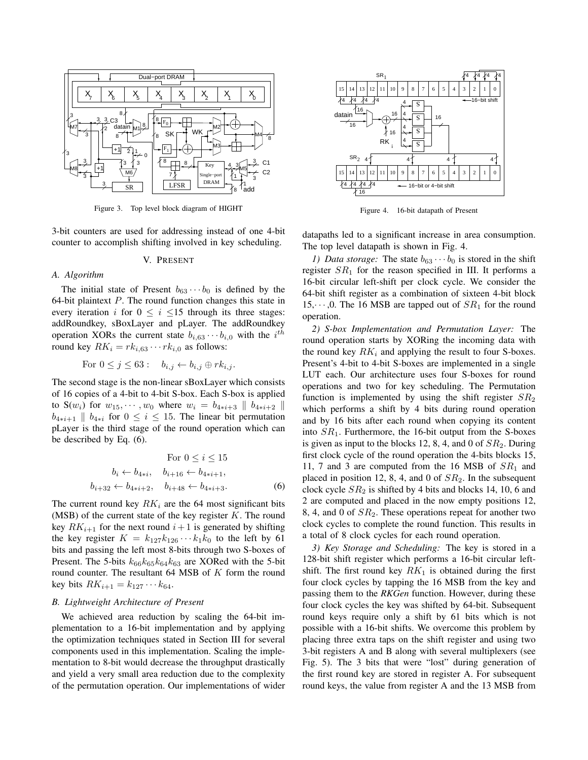Figure 3. Top level block diagram of HIGHT

Figure 4. 16-bit datapath of Present

3-bit counters are used for addressing instead of one 4-bit counter to accomplish shifting involved in key scheduling.

## V. Present

### A. Algorithm

The initial state of Present $b_{63} \cdots b_0$ is defined by the 64-bit plaintext $P$. The round function changes this state in every iteration $i$ for $0 \leq i \leq 15$ through its three stages: addRoundkey, sBoxLayer and pLayer. The addRoundkey operation XORs the current state $b_{i,63} \cdots b_{i,0}$ with the $i^{th}$ round key $RK_i = rk_{i,63} \cdots rk_{i,0}$ as follows:

$$\text{For } 0 \leq j \leq 63 : \quad b_{i,j} \leftarrow b_{i,j} \oplus rk_{i,j}.$$

The second stage is the non-linear sBoxLayer which consists of 16 copies of a 4-bit to 4-bit S-box. Each S-box is applied to $S(w_i)$ for $w_{15}, \cdots, w_0$ where $w_i = b_{4*i+3} \parallel b_{4*i+2} \parallel b_{4*i+1} \parallel b_{4*i}$ for $0 \leq i \leq 15$. The linear bit permutation pLayer is the third stage of the round operation which can be described by Eq. (6).

$$\begin{aligned} &\text{For } 0 \leq i \leq 15 \\ b_i \leftarrow b_{4*i}, &\quad b_{i+16} \leftarrow b_{4*i+1}, \\ b_{i+32} \leftarrow b_{4*i+2}, &\quad b_{i+48} \leftarrow b_{4*i+3}. \end{aligned} \tag{6}$$

The current round key $RK_i$ are the 64 most significant bits (MSB) of the current state of the key register $K$. The round key $RK_{i+1}$ for the next round $i+1$ is generated by shifting the key register $K = k_{127}k_{126} \cdots k_1k_0$ to the left by 61 bits and passing the left most 8-bits through two S-boxes of Present. The 5-bits $k_{66}k_{65}k_{64}k_{63}$ are XORed with the 5-bit round counter. The resultant 64 MSB of $K$ form the round key bits $RK_{i+1} = k_{127} \cdots k_{64}$.

### B. Lightweight Architecture of Present

We achieved area reduction by scaling the 64-bit implementation to a 16-bit implementation and by applying the optimization techniques stated in Section III for several components used in this implementation. Scaling the implementation to 8-bit would decrease the throughput drastically and yield a very small area reduction due to the complexity of the permutation operation. Our implementations of wider datapaths led to a significant increase in area consumption. The top level datapath is shown in Fig. 4.

*1) Data storage:* The state $b_{63} \cdots b_0$ is stored in the shift register $SR_1$ for the reason specified in III. It performs a 16-bit circular left-shift per clock cycle. We consider the 64-bit shift register as a combination of sixteen 4-bit block $15, \cdots, 0$. The 16 MSB are tapped out of $SR_1$ for the round operation.

*2) S-box Implementation and Permutation Layer:* The round operation starts by XORing the incoming data with the round key $RK_i$ and applying the result to four S-boxes. Present's 4-bit to 4-bit S-boxes are implemented in a single LUT each. Our architecture uses four S-boxes for round operations and two for key scheduling. The Permutation function is implemented by using the shift register $SR_2$ which performs a shift by 4 bits during round operation and by 16 bits after each round when copying its content into $SR_1$. Furthermore, the 16-bit output from the S-boxes is given as input to the blocks 12, 8, 4, and 0 of $SR_2$. During first clock cycle of the round operation the 4-bits blocks 15, 11, 7 and 3 are computed from the 16 MSB of $SR_1$ and placed in position 12, 8, 4, and 0 of $SR_2$. In the subsequent clock cycle $SR_2$ is shifted by 4 bits and blocks 14, 10, 6 and 2 are computed and placed in the now empty positions 12, 8, 4, and 0 of $SR_2$. These operations repeat for another two clock cycles to complete the round function. This results in a total of 8 clock cycles for each round operation.

*3) Key Storage and Scheduling:* The key is stored in a 128-bit shift register which performs a 16-bit circular left-shift. The first round key $RK_1$ is obtained during the first four clock cycles by tapping the 16 MSB from the key and passing them to the *RKGen* function. However, during these four clock cycles the key was shifted by 64-bit. Subsequent round keys require only a shift by 61 bits which is not possible with a 16-bit shifts. We overcome this problem by placing three extra taps on the shift register and using two 3-bit registers A and B along with several multiplexers (see Fig. 5). The 3 bits that were "lost" during generation of the first round key are stored in register A. For subsequent round keys, the value from register A and the 13 MSB from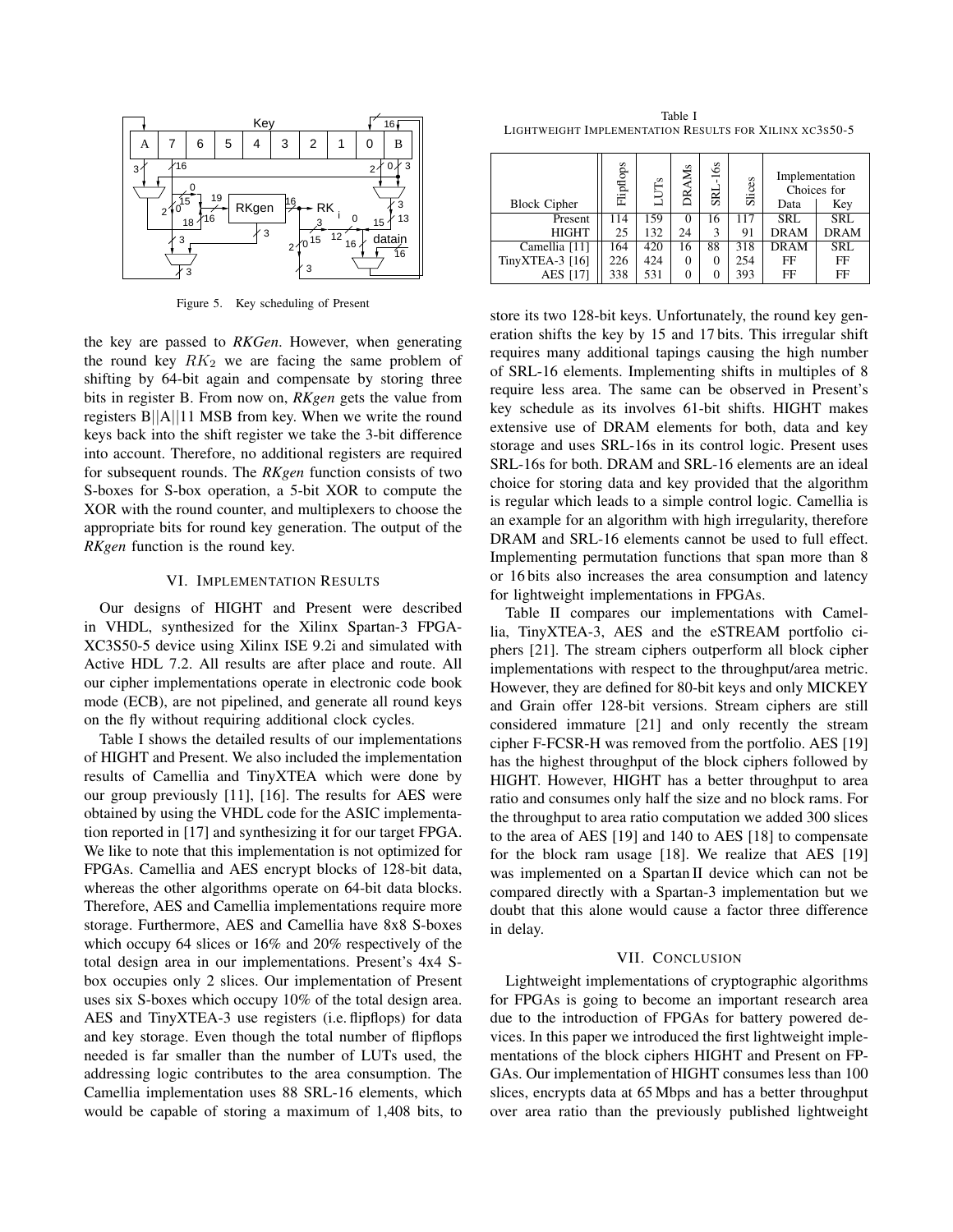Figure 5. Key scheduling of Present

the key are passed to *RKGen*. However, when generating the round key $RK_2$ we are facing the same problem of shifting by 64-bit again and compensate by storing three bits in register B. From now on, *RKgen* gets the value from registers B||A||11 MSB from key. When we write the round keys back into the shift register we take the 3-bit difference into account. Therefore, no additional registers are required for subsequent rounds. The *RKgen* function consists of two S-boxes for S-box operation, a 5-bit XOR to compute the XOR with the round counter, and multiplexers to choose the appropriate bits for round key generation. The output of the *RKgen* function is the round key.

## VI. Implementation Results

Our designs of HIGHT and Present were described in VHDL, synthesized for the Xilinx Spartan-3 FPGA-XC3S50-5 device using Xilinx ISE 9.2i and simulated with Active HDL 7.2. All results are after place and route. All our cipher implementations operate in electronic code book mode (ECB), are not pipelined, and generate all round keys on the fly without requiring additional clock cycles.

Table I shows the detailed results of our implementations of HIGHT and Present. We also included the implementation results of Camellia and TinyXTEA which were done by our group previously [11], [16]. The results for AES were obtained by using the VHDL code for the ASIC implementation reported in [17] and synthesizing it for our target FPGA. We like to note that this implementation is not optimized for FPGAs. Camellia and AES encrypt blocks of 128-bit data, whereas the other algorithms operate on 64-bit data blocks. Therefore, AES and Camellia implementations require more storage. Furthermore, AES and Camellia have 8x8 S-boxes which occupy 64 slices or 16% and 20% respectively of the total design area in our implementations. Present's 4x4 S-box occupies only 2 slices. Our implementation of Present uses six S-boxes which occupy 10% of the total design area. AES and TinyXTEA-3 use registers (i.e. flipflops) for data and key storage. Even though the total number of flipflops needed is far smaller than the number of LUTs used, the addressing logic contributes to the area consumption. The Camellia implementation uses 88 SRL-16 elements, which would be capable of storing a maximum of 1,408 bits, to store its two 128-bit keys. Unfortunately, the round key generation shifts the key by 15 and 17 bits. This irregular shift requires many additional tapings causing the high number of SRL-16 elements. Implementing shifts in multiples of 8 require less area. The same can be observed in Present's key schedule as its involves 61-bit shifts. HIGHT makes extensive use of DRAM elements for both, data and key storage and uses SRL-16s in its control logic. Present uses SRL-16s for both. DRAM and SRL-16 elements are an ideal choice for storing data and key provided that the algorithm is regular which leads to a simple control logic. Camellia is an example for an algorithm with high irregularity, therefore DRAM and SRL-16 elements cannot be used to full effect. Implementing permutation functions that span more than 8 or 16 bits also increases the area consumption and latency for lightweight implementations in FPGAs.

Table I
Lightweight Implementation Results for Xilinx xc3s50-5

| Block Cipher | Flipflops | LUTs | DRAMs | SRL-16s | Slices | Implementation Choices for Data | Implementation Choices for Key |
|---|---|---|---|---|---|---|---|
| Present | 114 | 159 | 0 | 16 | 117 | SRL | SRL |
| HIGHT | 25 | 132 | 24 | 3 | 91 | DRAM | DRAM |
| Camellia [11] | 164 | 420 | 16 | 88 | 318 | DRAM | SRL |
| TinyXTEA-3 [16] | 226 | 424 | 0 | 0 | 254 | FF | FF |
| AES [17] | 338 | 531 | 0 | 0 | 393 | FF | FF |

Table II compares our implementations with Camellia, TinyXTEA-3, AES and the eSTREAM portfolio ciphers [21]. The stream ciphers outperform all block cipher implementations with respect to the throughput/area metric. However, they are defined for 80-bit keys and only MICKEY and Grain offer 128-bit versions. Stream ciphers are still considered immature [21] and only recently the stream cipher F-FCSR-H was removed from the portfolio. AES [19] has the highest throughput of the block ciphers followed by HIGHT. However, HIGHT has a better throughput to area ratio and consumes only half the size and no block rams. For the throughput to area ratio computation we added 300 slices to the area of AES [19] and 140 to AES [18] to compensate for the block ram usage [18]. We realize that AES [19] was implemented on a Spartan II device which can not be compared directly with a Spartan-3 implementation but we doubt that this alone would cause a factor three difference in delay.

## VII. Conclusion

Lightweight implementations of cryptographic algorithms for FPGAs is going to become an important research area due to the introduction of FPGAs for battery powered devices. In this paper we introduced the first lightweight implementations of the block ciphers HIGHT and Present on FPGAs. Our implementation of HIGHT consumes less than 100 slices, encrypts data at 65 Mbps and has a better throughput over area ratio than the previously published lightweight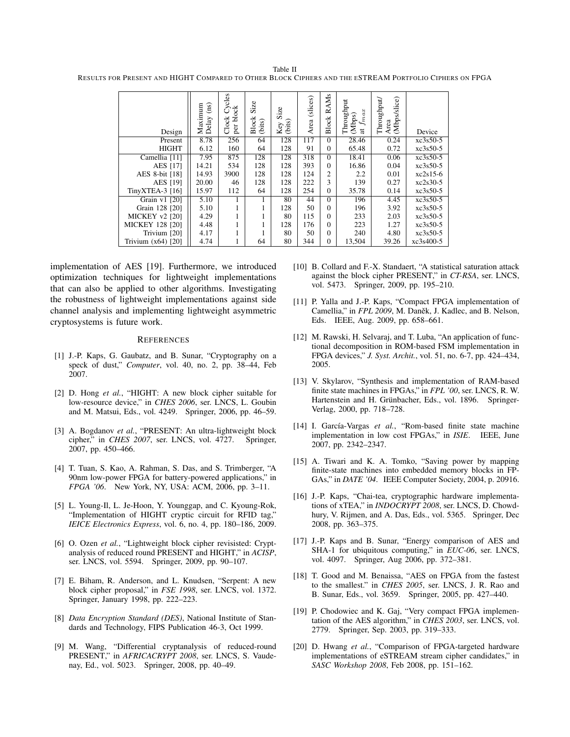Table II
RESULTS FOR PRESENT AND HIGHT COMPARED TO OTHER BLOCK CIPHERS AND THE eSTREAM PORTFOLIO CIPHERS ON FPGA

| Design | Maximum Delay (ns) | Clock Cycles per block | Block Size (bits) | Key Size (bits) | Area (slices) | Block RAMs | Throughput (Mbps) at $f_{max}$ | Throughput/ Area (Mbps/slice) | Device |
|---|---|---|---|---|---|---|---|---|---|
| Present | 8.78 | 256 | 64 | 128 | 117 | 0 | 28.46 | 0.24 | xc3s50-5 |
| HIGHT | 6.12 | 160 | 64 | 128 | 91 | 0 | 65.48 | 0.72 | xc3s50-5 |
| Camellia [11] | 7.95 | 875 | 128 | 128 | 318 | 0 | 18.41 | 0.06 | xc3s50-5 |
| AES [17] | 14.21 | 534 | 128 | 128 | 393 | 0 | 16.86 | 0.04 | xc3s50-5 |
| AES 8-bit [18] | 14.93 | 3900 | 128 | 128 | 124 | 2 | 2.2 | 0.01 | xc2s15-6 |
| AES [19] | 20.00 | 46 | 128 | 128 | 222 | 3 | 139 | 0.27 | xc2s30-5 |
| TinyXTEA-3 [16] | 15.97 | 112 | 64 | 128 | 254 | 0 | 35.78 | 0.14 | xc3s50-5 |
| Grain v1 [20] | 5.10 | 1 | 1 | 80 | 44 | 0 | 196 | 4.45 | xc3s50-5 |
| Grain 128 [20] | 5.10 | 1 | 1 | 128 | 50 | 0 | 196 | 3.92 | xc3s50-5 |
| MICKEY v2 [20] | 4.29 | 1 | 1 | 80 | 115 | 0 | 233 | 2.03 | xc3s50-5 |
| MICKEY 128 [20] | 4.48 | 1 | 1 | 128 | 176 | 0 | 223 | 1.27 | xc3s50-5 |
| Trivium [20] | 4.17 | 1 | 1 | 80 | 50 | 0 | 240 | 4.80 | xc3s50-5 |
| Trivium (x64) [20] | 4.74 | 1 | 64 | 80 | 344 | 0 | 13,504 | 39.26 | xc3s400-5 |

implementation of AES [19]. Furthermore, we introduced optimization techniques for lightweight implementations that can also be applied to other algorithms. Investigating the robustness of lightweight implementations against side channel analysis and implementing lightweight asymmetric cryptosystems is future work.

## REFERENCES

[1] J.-P. Kaps, G. Gaubatz, and B. Sunar, "Cryptography on a speck of dust," *Computer*, vol. 40, no. 2, pp. 38–44, Feb 2007.

[2] D. Hong *et al.*, "HIGHT: A new block cipher suitable for low-resource device," in *CHES 2006*, ser. LNCS, L. Goubin and M. Matsui, Eds., vol. 4249. Springer, 2006, pp. 46–59.

[3] A. Bogdanov *et al.*, "PRESENT: An ultra-lightweight block cipher," in *CHES 2007*, ser. LNCS, vol. 4727. Springer, 2007, pp. 450–466.

[4] T. Tuan, S. Kao, A. Rahman, S. Das, and S. Trimberger, "A 90nm low-power FPGA for battery-powered applications," in *FPGA '06*. New York, NY, USA: ACM, 2006, pp. 3–11.

[5] L. Young-Il, L. Je-Hoon, Y. Younggap, and C. Kyoung-Rok, "Implementation of HIGHT cryptic circuit for RFID tag," *IEICE Electronics Express*, vol. 6, no. 4, pp. 180–186, 2009.

[6] O. Ozen *et al.*, "Lightweight block cipher revisisted: Cryptanalysis of reduced round PRESENT and HIGHT," in *ACISP*, ser. LNCS, vol. 5594. Springer, 2009, pp. 90–107.

[7] E. Biham, R. Anderson, and L. Knudsen, "Serpent: A new block cipher proposal," in *FSE 1998*, ser. LNCS, vol. 1372. Springer, January 1998, pp. 222–223.

[8] *Data Encryption Standard (DES)*, National Institute of Standards and Technology, FIPS Publication 46-3, Oct 1999.

[9] M. Wang, "Differential cryptanalysis of reduced-round PRESENT," in *AFRICACRYPT 2008*, ser. LNCS, S. Vaudenay, Ed., vol. 5023. Springer, 2008, pp. 40–49.

[10] B. Collard and F.-X. Standaert, "A statistical saturation attack against the block cipher PRESENT," in *CT-RSA*, ser. LNCS, vol. 5473. Springer, 2009, pp. 195–210.

[11] P. Yalla and J.-P. Kaps, "Compact FPGA implementation of Camellia," in *FPL 2009*, M. Daněk, J. Kadlec, and B. Nelson, Eds. IEEE, Aug. 2009, pp. 658–661.

[12] M. Rawski, H. Selvaraj, and T. Luba, "An application of functional decomposition in ROM-based FSM implementation in FPGA devices," *J. Syst. Archit.*, vol. 51, no. 6-7, pp. 424–434, 2005.

[13] V. Skylarov, "Synthesis and implementation of RAM-based finite state machines in FPGAs," in *FPL '00*, ser. LNCS, R. W. Hartenstein and H. Grünbacher, Eds., vol. 1896. Springer-Verlag, 2000, pp. 718–728.

[14] I. García-Vargas *et al.*, "Rom-based finite state machine implementation in low cost FPGAs," in *ISIE*. IEEE, June 2007, pp. 2342–2347.

[15] A. Tiwari and K. A. Tomko, "Saving power by mapping finite-state machines into embedded memory blocks in FPGAs," in *DATE '04*. IEEE Computer Society, 2004, p. 20916.

[16] J.-P. Kaps, "Chai-tea, cryptographic hardware implementations of xTEA," in *INDOCRYPT 2008*, ser. LNCS, D. Chowdhury, V. Rijmen, and A. Das, Eds., vol. 5365. Springer, Dec 2008, pp. 363–375.

[17] J.-P. Kaps and B. Sunar, "Energy comparison of AES and SHA-1 for ubiquitous computing," in *EUC-06*, ser. LNCS, vol. 4097. Springer, Aug 2006, pp. 372–381.

[18] T. Good and M. Benaissa, "AES on FPGA from the fastest to the smallest." in *CHES 2005*, ser. LNCS, J. R. Rao and B. Sunar, Eds., vol. 3659. Springer, 2005, pp. 427–440.

[19] P. Chodowiec and K. Gaj, "Very compact FPGA implementation of the AES algorithm," in *CHES 2003*, ser. LNCS, vol. 2779. Springer, Sep. 2003, pp. 319–333.

[20] D. Hwang *et al.*, "Comparison of FPGA-targeted hardware implementations of eSTREAM stream cipher candidates," in *SASC Workshop 2008*, Feb 2008, pp. 151–162.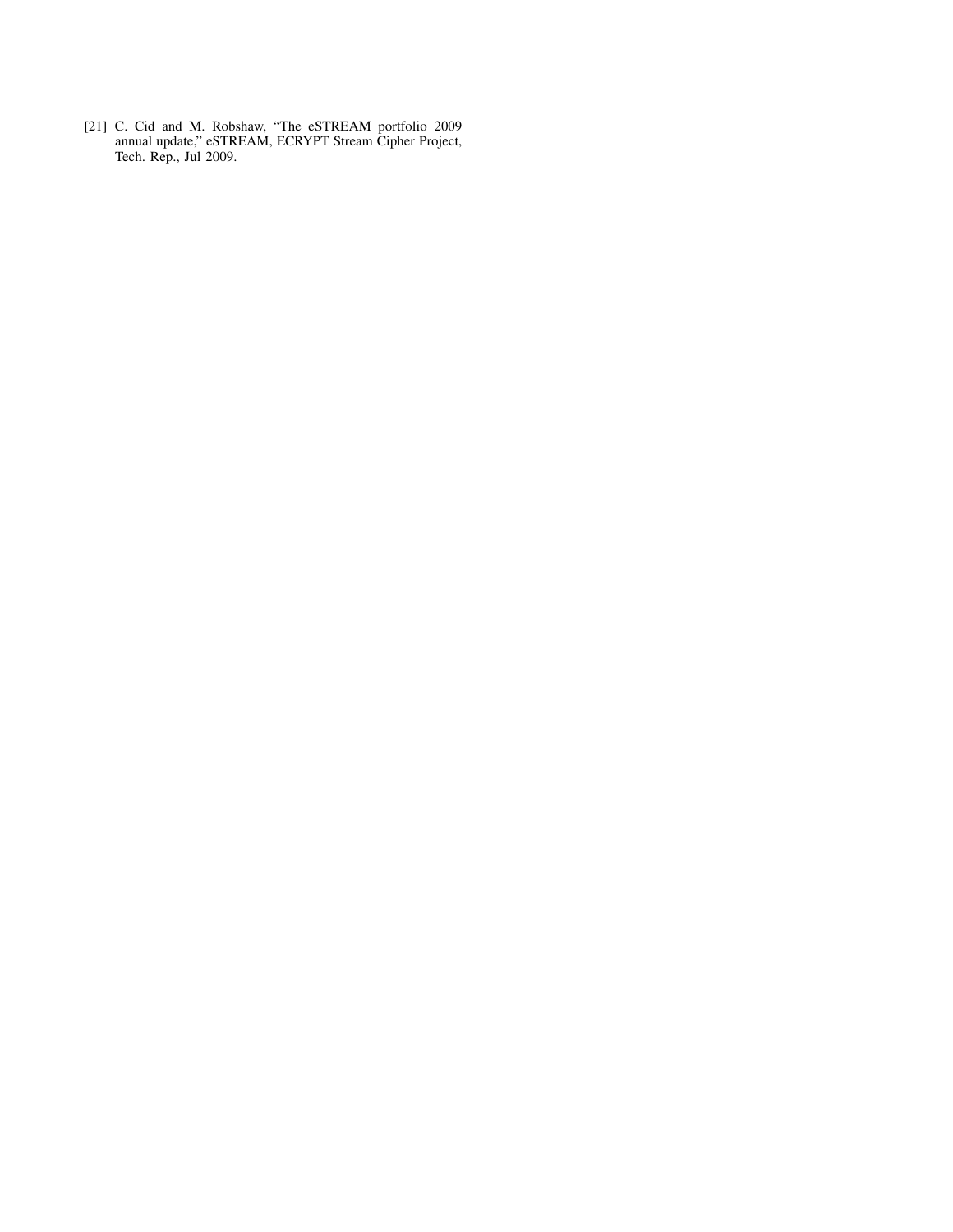[21] C. Cid and M. Robshaw, "The eSTREAM portfolio 2009 annual update," eSTREAM, ECRYPT Stream Cipher Project, Tech. Rep., Jul 2009.